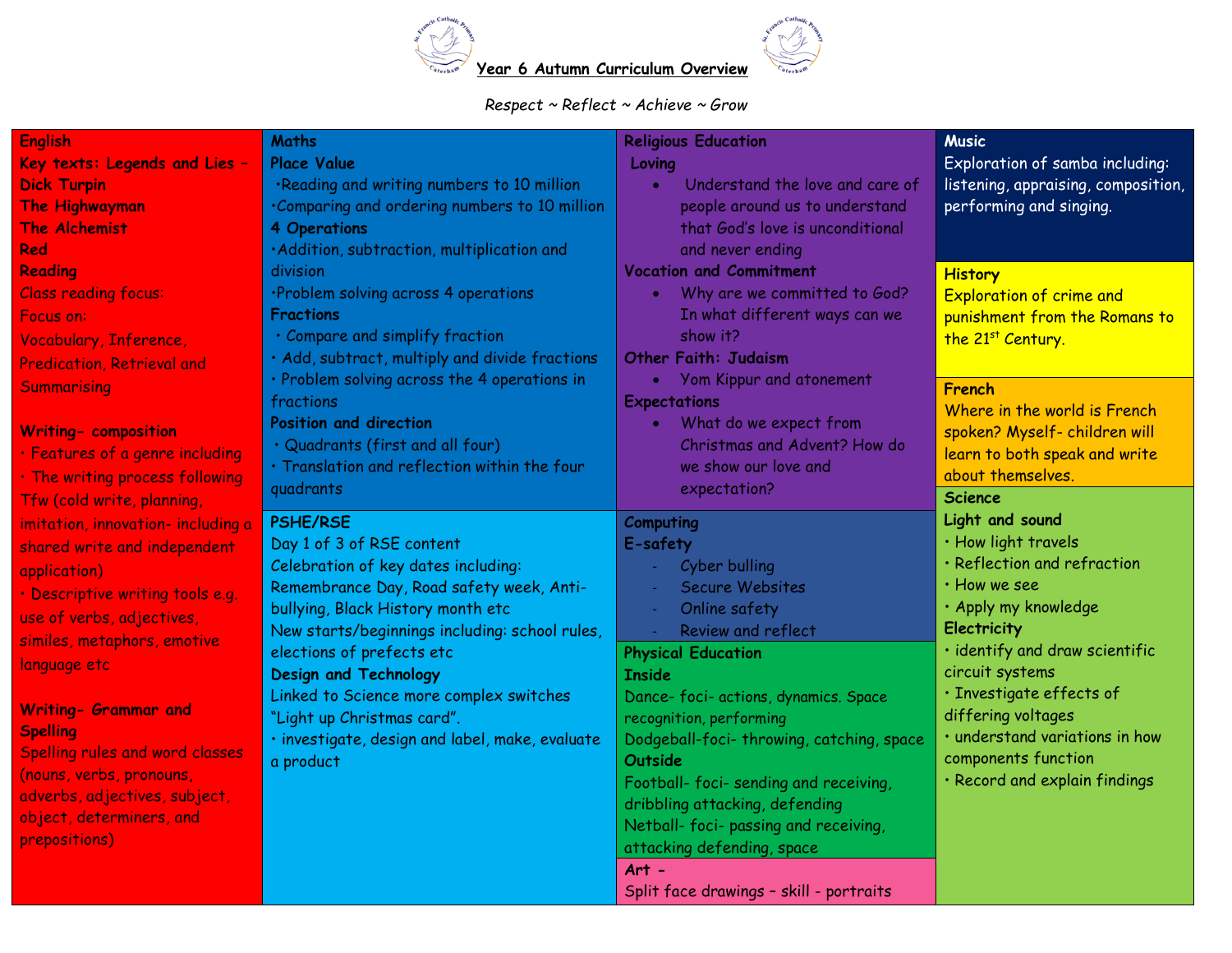# Year 6 Autumn Curriculum Overview

*Respect ~ Reflect ~ Achieve ~ Grow*

## English

**Key texts: Legends and Lies – Dick Turpin**
**The Highwayman**
**The Alchemist**
**Red**

**Reading**

Class reading focus:

Focus on:

Vocabulary, Inference, Predication, Retrieval and Summarising

**Writing- composition**

- Features of a genre including
- The writing process following Tfw (cold write, planning, imitation, innovation- including a shared write and independent application)
- Descriptive writing tools e.g. use of verbs, adjectives, similes, metaphors, emotive language etc

**Writing- Grammar and Spelling**

Spelling rules and word classes (nouns, verbs, pronouns, adverbs, adjectives, subject, object, determiners, and prepositions)

## Maths

**Place Value**

- Reading and writing numbers to 10 million
- Comparing and ordering numbers to 10 million

**4 Operations**

- Addition, subtraction, multiplication and division
- Problem solving across 4 operations

**Fractions**

- Compare and simplify fraction
- Add, subtract, multiply and divide fractions
- Problem solving across the 4 operations in fractions

**Position and direction**

- Quadrants (first and all four)
- Translation and reflection within the four quadrants

## PSHE/RSE

Day 1 of 3 of RSE content

Celebration of key dates including: Remembrance Day, Road safety week, Anti-bullying, Black History month etc

New starts/beginnings including: school rules, elections of prefects etc

## Design and Technology

Linked to Science more complex switches "Light up Christmas card".

- investigate, design and label, make, evaluate a product

## Religious Education

**Loving**

- Understand the love and care of people around us to understand that God's love is unconditional and never ending

**Vocation and Commitment**

- Why are we committed to God? In what different ways can we show it?

**Other Faith: Judaism**

- Yom Kippur and atonement

**Expectations**

- What do we expect from Christmas and Advent? How do we show our love and expectation?

## Computing

**E-safety**

- Cyber bulling
- Secure Websites
- Online safety
- Review and reflect

## Physical Education

**Inside**

Dance- foci- actions, dynamics. Space recognition, performing

Dodgeball-foci- throwing, catching, space

**Outside**

Football- foci- sending and receiving, dribbling attacking, defending

Netball- foci- passing and receiving, attacking defending, space

## Art -

Split face drawings – skill - portraits

## Music

Exploration of samba including: listening, appraising, composition, performing and singing.

## History

Exploration of crime and punishment from the Romans to the 21st Century.

## French

Where in the world is French spoken? Myself- children will learn to both speak and write about themselves.

## Science

**Light and sound**

- How light travels
- Reflection and refraction
- How we see
- Apply my knowledge

**Electricity**

- identify and draw scientific circuit systems
- Investigate effects of differing voltages
- understand variations in how components function
- Record and explain findings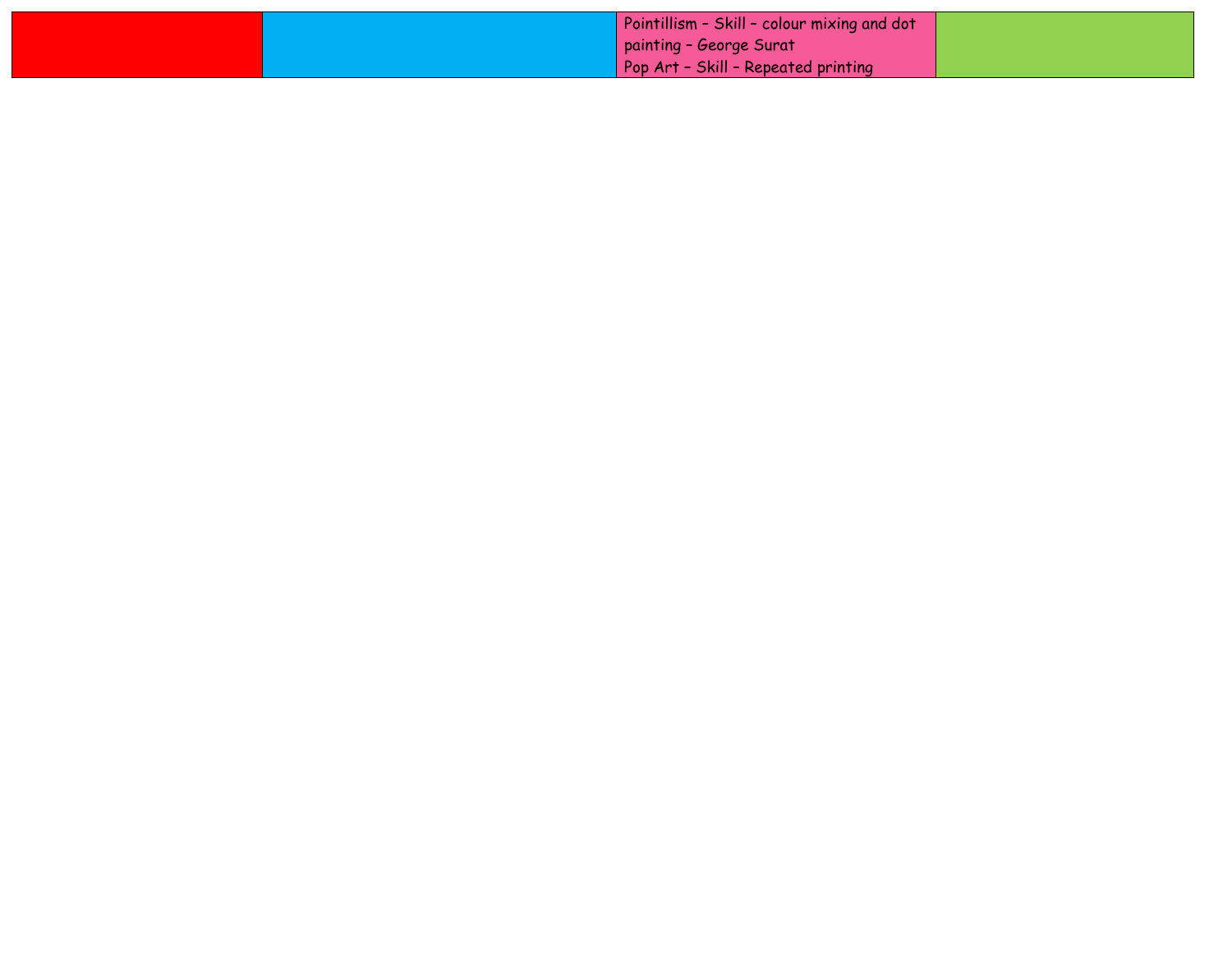| | | | |
|---|---|---|---|
| | | Pointillism – Skill – colour mixing and dot painting – George Surat<br>Pop Art – Skill – Repeated printing | |